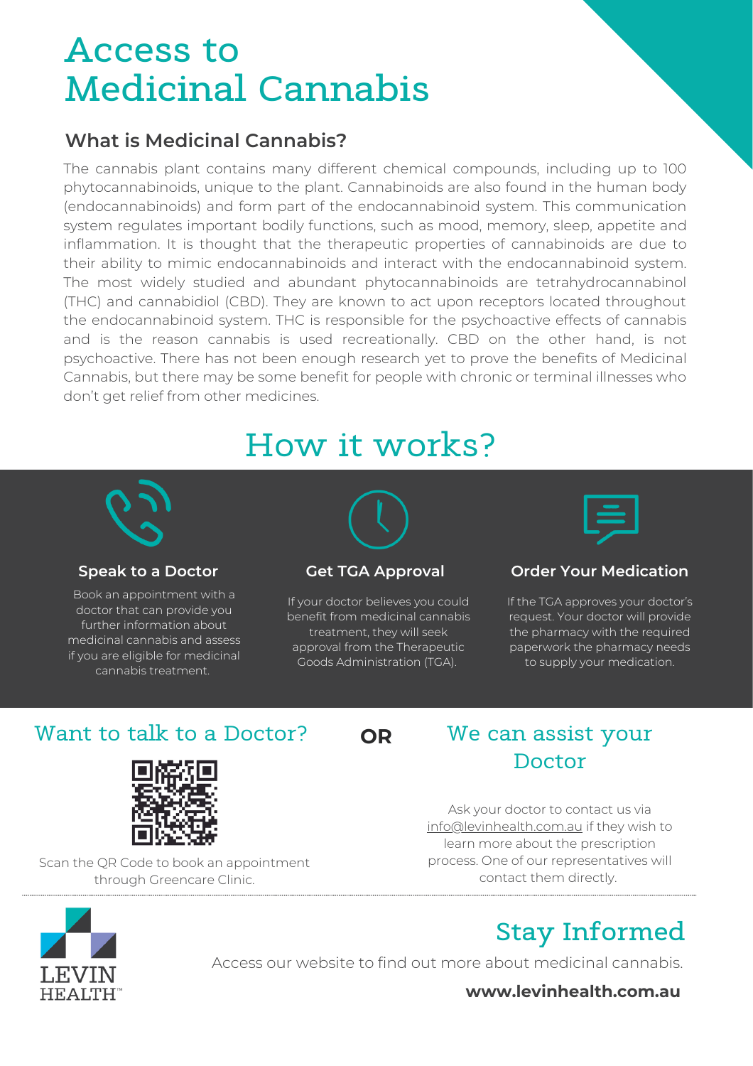# Access to Medicinal Cannabis

## What is Medicinal Cannabis?

The cannabis plant contains many different chemical compounds, including up to 100 phytocannabinoids, unique to the plant. Cannabinoids are also found in the human body (endocannabinoids) and form part of the endocannabinoid system. This communication system regulates important bodily functions, such as mood, memory, sleep, appetite and inflammation. It is thought that the therapeutic properties of cannabinoids are due to their ability to mimic endocannabinoids and interact with the endocannabinoid system. The most widely studied and abundant phytocannabinoids are tetrahydrocannabinol (THC) and cannabidiol (CBD). They are known to act upon receptors located throughout the endocannabinoid system. THC is responsible for the psychoactive effects of cannabis and is the reason cannabis is used recreationally. CBD on the other hand, is not psychoactive. There has not been enough research yet to prove the benefits of Medicinal Cannabis, but there may be some benefit for people with chronic or terminal illnesses who don't get relief from other medicines.

# How it works?

### Speak to a Doctor

Book an appointment with a doctor that can provide you further information about medicinal cannabis and assess if you are eligible for medicinal cannabis treatment.

### Get TGA Approval

If your doctor believes you could benefit from medicinal cannabis treatment, they will seek approval from the Therapeutic Goods Administration (TGA).

### Order Your Medication

If the TGA approves your doctor's request. Your doctor will provide the pharmacy with the required paperwork the pharmacy needs to supply your medication.

## Want to talk to a Doctor?

Scan the QR Code to book an appointment through Greencare Clinic.

**OR**

## We can assist your Doctor

Ask your doctor to contact us via info@levinhealth.com.au if they wish to learn more about the prescription process. One of our representatives will contact them directly.

LEVIN HEALTH™

## Stay Informed

Access our website to find out more about medicinal cannabis.

**www.levinhealth.com.au**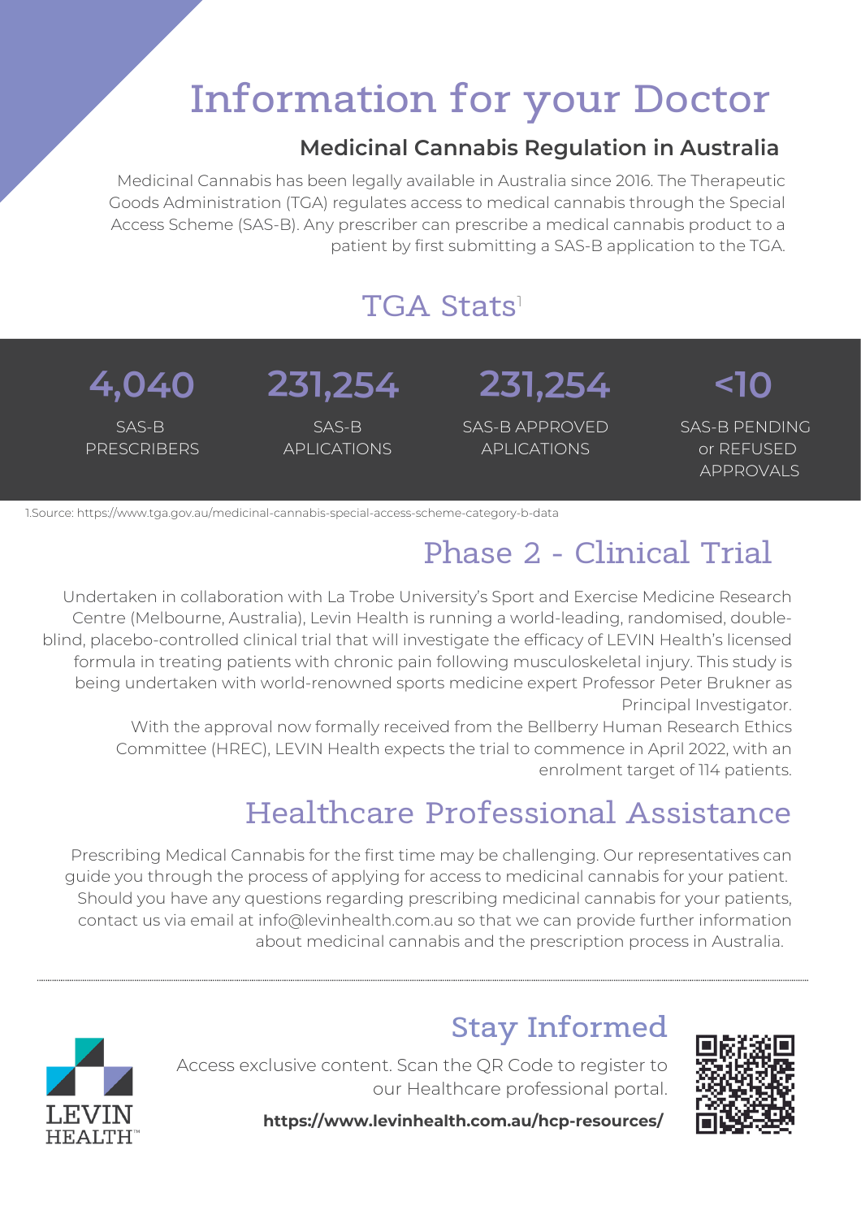# Information for your Doctor

## Medicinal Cannabis Regulation in Australia

Medicinal Cannabis has been legally available in Australia since 2016. The Therapeutic Goods Administration (TGA) regulates access to medical cannabis through the Special Access Scheme (SAS-B). Any prescriber can prescribe a medical cannabis product to a patient by first submitting a SAS-B application to the TGA.

## TGA Stats[1]

| 4,040 | 231,254 | 231,254 | <10 |
|---|---|---|---|
| SAS-B PRESCRIBERS | SAS-B APLICATIONS | SAS-B APPROVED APLICATIONS | SAS-B PENDING or REFUSED APPROVALS |

1.Source: https://www.tga.gov.au/medicinal-cannabis-special-access-scheme-category-b-data

## Phase 2 - Clinical Trial

Undertaken in collaboration with La Trobe University's Sport and Exercise Medicine Research Centre (Melbourne, Australia), Levin Health is running a world-leading, randomised, double-blind, placebo-controlled clinical trial that will investigate the efficacy of LEVIN Health's licensed formula in treating patients with chronic pain following musculoskeletal injury. This study is being undertaken with world-renowned sports medicine expert Professor Peter Brukner as Principal Investigator.

With the approval now formally received from the Bellberry Human Research Ethics Committee (HREC), LEVIN Health expects the trial to commence in April 2022, with an enrolment target of 114 patients.

## Healthcare Professional Assistance

Prescribing Medical Cannabis for the first time may be challenging. Our representatives can guide you through the process of applying for access to medicinal cannabis for your patient. Should you have any questions regarding prescribing medicinal cannabis for your patients, contact us via email at info@levinhealth.com.au so that we can provide further information about medicinal cannabis and the prescription process in Australia.

---

## Stay Informed

Access exclusive content. Scan the QR Code to register to our Healthcare professional portal.

**https://www.levinhealth.com.au/hcp-resources/**

LEVIN HEALTH™